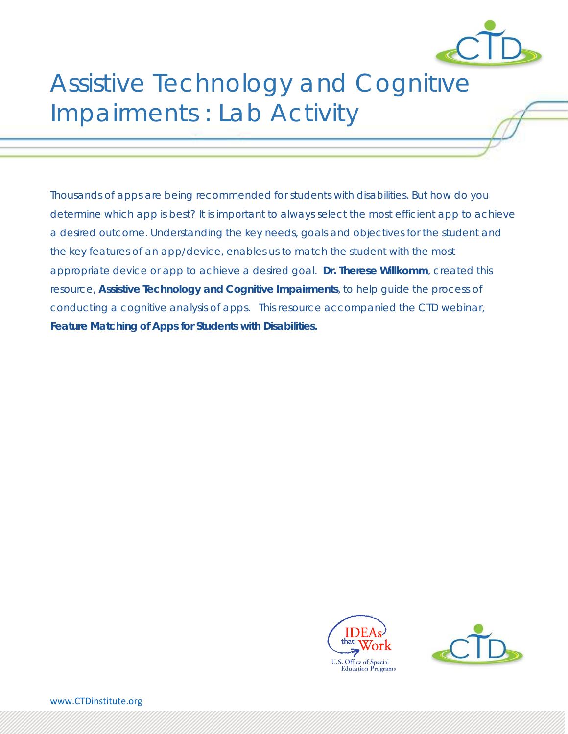# Assistive Technology and Cognitive Impairments : Lab Activity

Thousands of apps are being recommended for students with disabilities. But how do you determine which app is best? It is important to always select the most efficient app to achieve a desired outcome. Understanding the key needs, goals and objectives for the student and the key features of an app/device, enables us to match the student with the most appropriate device or app to achieve a desired goal. **Dr. Therese Willkomm**, created this resource, **Assistive Technology and Cognitive Impairments**, to help guide the process of conducting a cognitive analysis of apps. This resource accompanied the CTD webinar, **Feature Matching of Apps for Students with Disabilities.**

IDEAs that Work
U.S. Office of Special Education Programs

www.CTDinstitute.org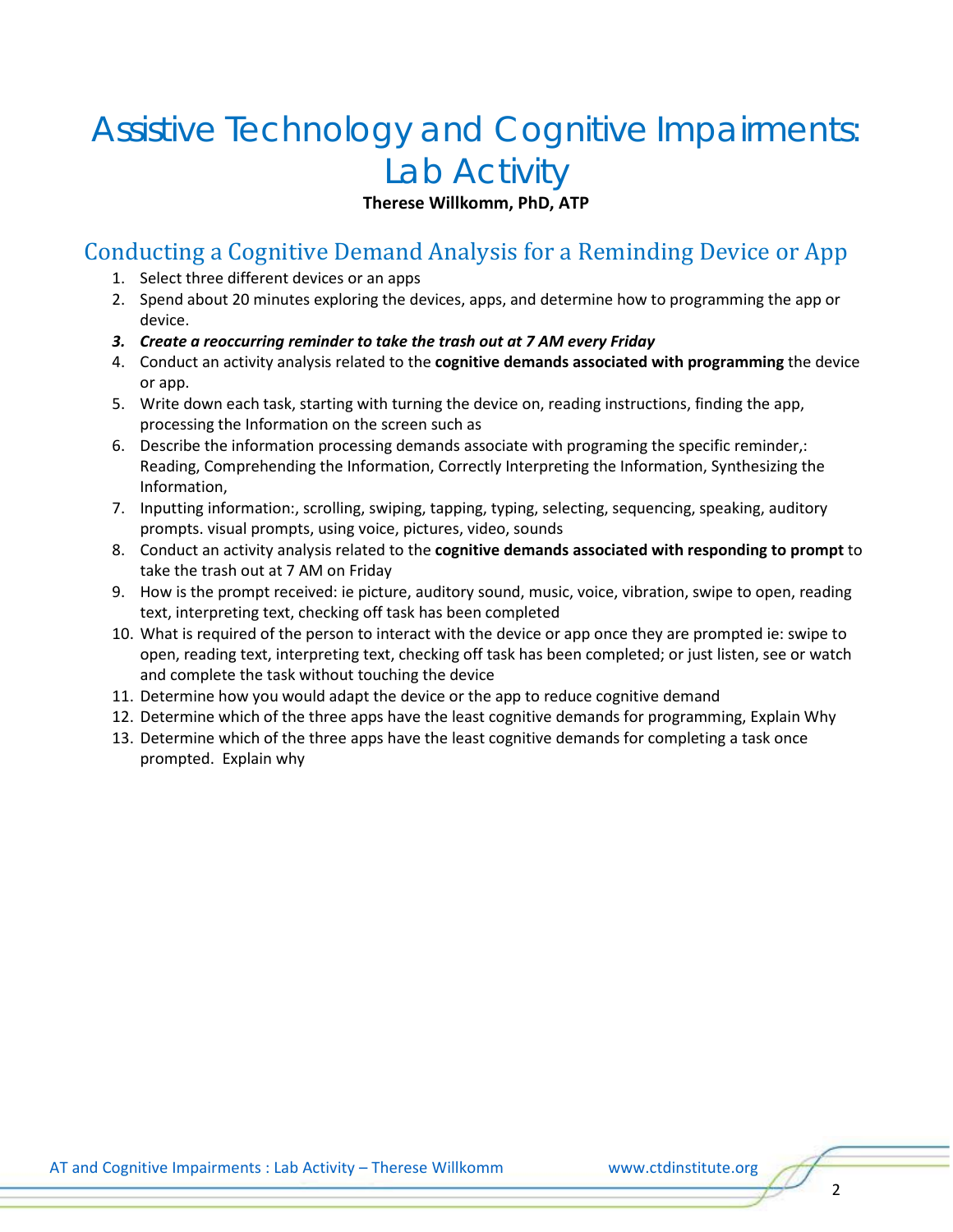# Assistive Technology and Cognitive Impairments: Lab Activity

**Therese Willkomm, PhD, ATP**

## Conducting a Cognitive Demand Analysis for a Reminding Device or App

1. Select three different devices or an apps
2. Spend about 20 minutes exploring the devices, apps, and determine how to programming the app or device.
3. ***Create a reoccurring reminder to take the trash out at 7 AM every Friday***
4. Conduct an activity analysis related to the **cognitive demands associated with programming** the device or app.
5. Write down each task, starting with turning the device on, reading instructions, finding the app, processing the Information on the screen such as
6. Describe the information processing demands associate with programing the specific reminder,: Reading, Comprehending the Information, Correctly Interpreting the Information, Synthesizing the Information,
7. Inputting information:, scrolling, swiping, tapping, typing, selecting, sequencing, speaking, auditory prompts. visual prompts, using voice, pictures, video, sounds
8. Conduct an activity analysis related to the **cognitive demands associated with responding to prompt** to take the trash out at 7 AM on Friday
9. How is the prompt received: ie picture, auditory sound, music, voice, vibration, swipe to open, reading text, interpreting text, checking off task has been completed
10. What is required of the person to interact with the device or app once they are prompted ie: swipe to open, reading text, interpreting text, checking off task has been completed; or just listen, see or watch and complete the task without touching the device
11. Determine how you would adapt the device or the app to reduce cognitive demand
12. Determine which of the three apps have the least cognitive demands for programming, Explain Why
13. Determine which of the three apps have the least cognitive demands for completing a task once prompted. Explain why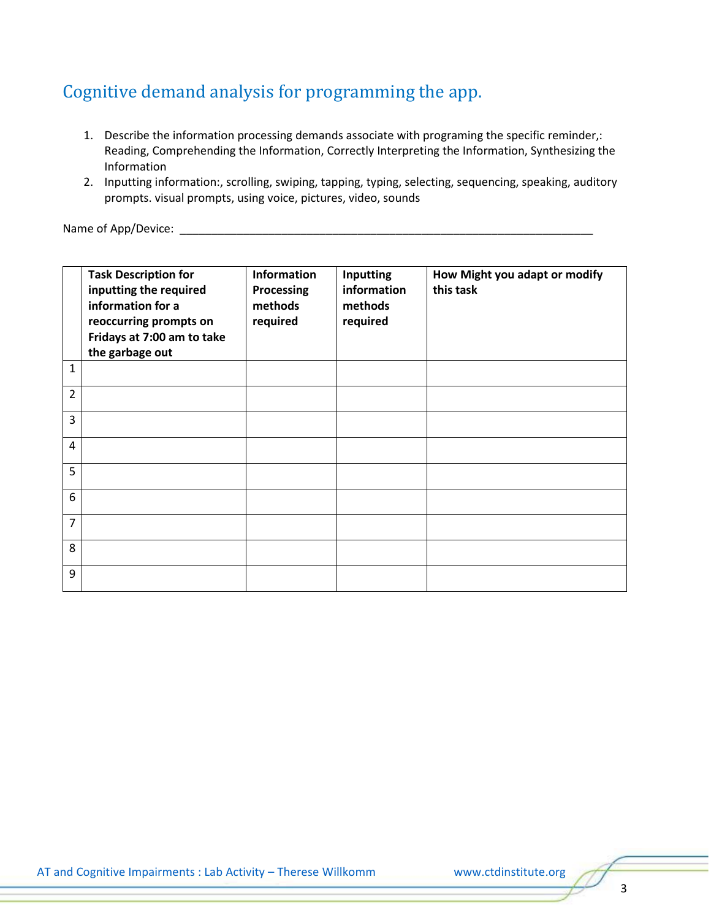## Cognitive demand analysis for programming the app.

1. Describe the information processing demands associate with programing the specific reminder,: Reading, Comprehending the Information, Correctly Interpreting the Information, Synthesizing the Information
2. Inputting information:, scrolling, swiping, tapping, typing, selecting, sequencing, speaking, auditory prompts. visual prompts, using voice, pictures, video, sounds

Name of App/Device: ______________________________________________________________________

| | **Task Description for inputting the required information for a reoccurring prompts on Fridays at 7:00 am to take the garbage out** | **Information Processing methods required** | **Inputting information methods required** | **How Might you adapt or modify this task** |
|---|---|---|---|---|
| 1 | | | | |
| 2 | | | | |
| 3 | | | | |
| 4 | | | | |
| 5 | | | | |
| 6 | | | | |
| 7 | | | | |
| 8 | | | | |
| 9 | | | | |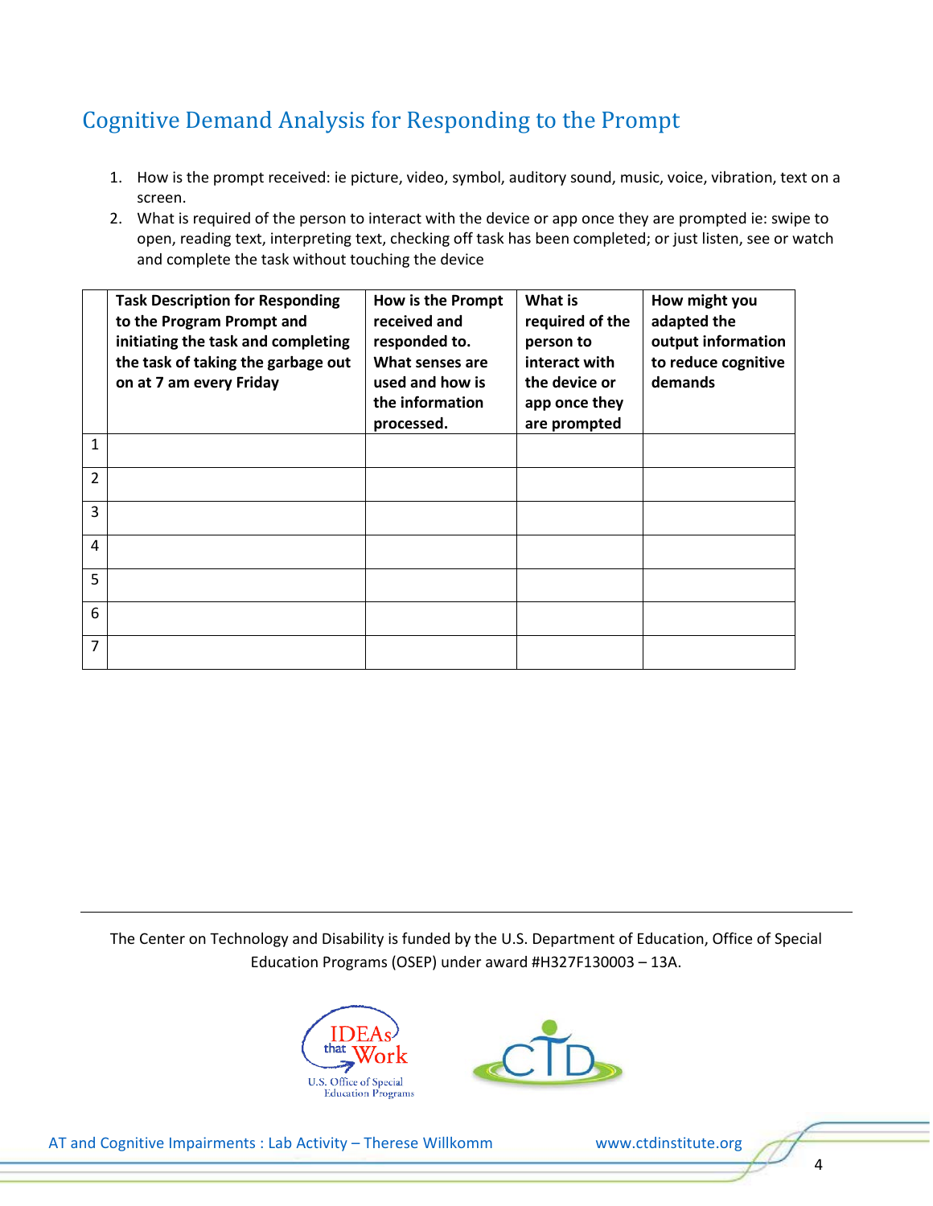## Cognitive Demand Analysis for Responding to the Prompt

1. How is the prompt received: ie picture, video, symbol, auditory sound, music, voice, vibration, text on a screen.
2. What is required of the person to interact with the device or app once they are prompted ie: swipe to open, reading text, interpreting text, checking off task has been completed; or just listen, see or watch and complete the task without touching the device

| | **Task Description for Responding to the Program Prompt and initiating the task and completing the task of taking the garbage out on at 7 am every Friday** | **How is the Prompt received and responded to. What senses are used and how is the information processed.** | **What is required of the person to interact with the device or app once they are prompted** | **How might you adapted the output information to reduce cognitive demands** |
|---|---|---|---|---|
| 1 | | | | |
| 2 | | | | |
| 3 | | | | |
| 4 | | | | |
| 5 | | | | |
| 6 | | | | |
| 7 | | | | |

The Center on Technology and Disability is funded by the U.S. Department of Education, Office of Special Education Programs (OSEP) under award #H327F130003 – 13A.

IDEAs that Work
U.S. Office of Special Education Programs

CTD